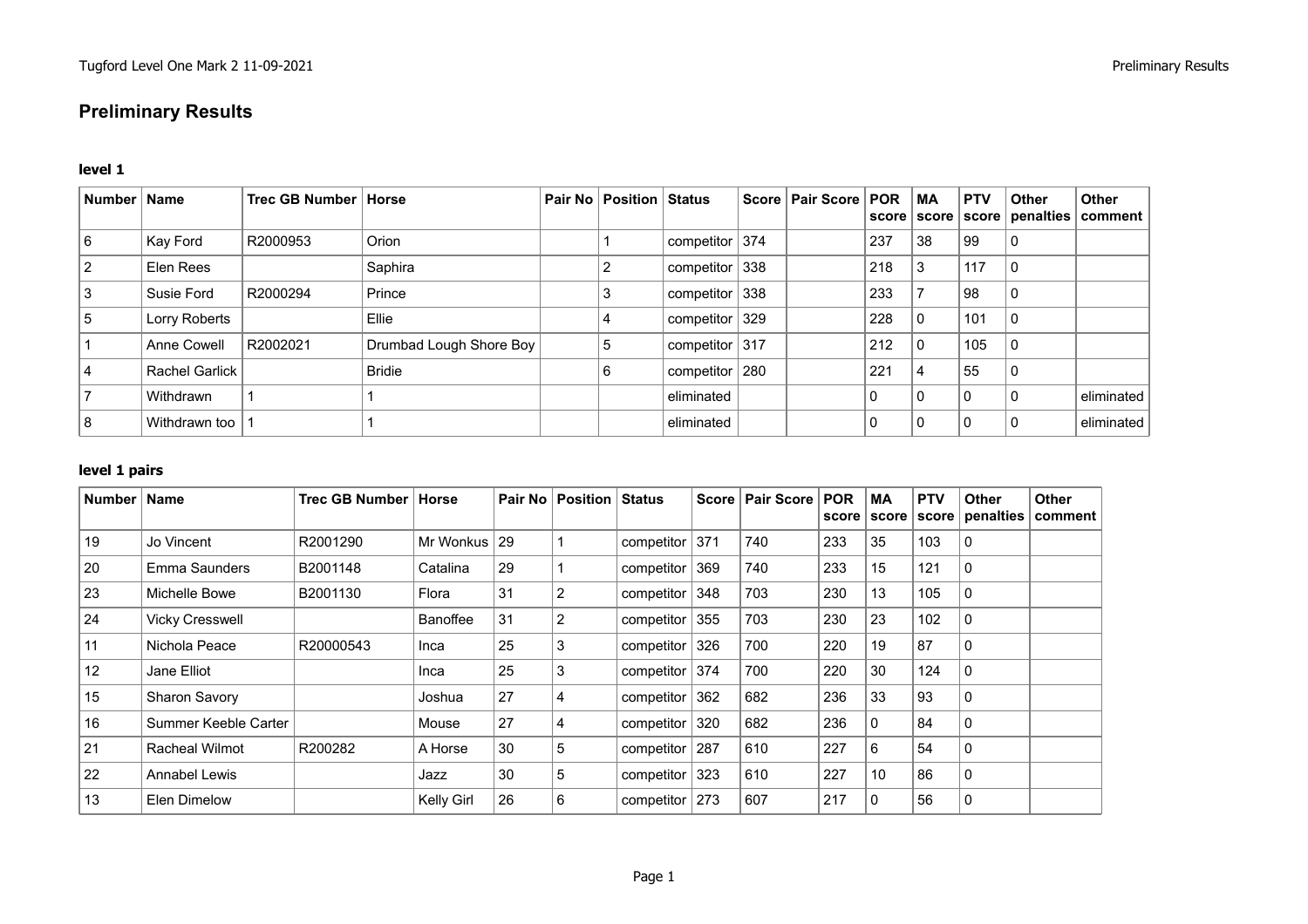# Preliminary Results

### level 1

| Number | Name | Trec GB Number | Horse | Pair No | Position | Status | Score | Pair Score | POR score | MA score | PTV score | Other penalties | Other comment |
|---|---|---|---|---|---|---|---|---|---|---|---|---|---|
| 6 | Kay Ford | R2000953 | Orion | | 1 | competitor | 374 | | 237 | 38 | 99 | 0 | |
| 2 | Elen Rees | | Saphira | | 2 | competitor | 338 | | 218 | 3 | 117 | 0 | |
| 3 | Susie Ford | R2000294 | Prince | | 3 | competitor | 338 | | 233 | 7 | 98 | 0 | |
| 5 | Lorry Roberts | | Ellie | | 4 | competitor | 329 | | 228 | 0 | 101 | 0 | |
| 1 | Anne Cowell | R2002021 | Drumbad Lough Shore Boy | | 5 | competitor | 317 | | 212 | 0 | 105 | 0 | |
| 4 | Rachel Garlick | | Bridie | | 6 | competitor | 280 | | 221 | 4 | 55 | 0 | |
| 7 | Withdrawn | 1 | 1 | | | eliminated | | | 0 | 0 | 0 | 0 | eliminated |
| 8 | Withdrawn too | 1 | 1 | | | eliminated | | | 0 | 0 | 0 | 0 | eliminated |

### level 1 pairs

| Number | Name | Trec GB Number | Horse | Pair No | Position | Status | Score | Pair Score | POR score | MA score | PTV score | Other penalties | Other comment |
|---|---|---|---|---|---|---|---|---|---|---|---|---|---|
| 19 | Jo Vincent | R2001290 | Mr Wonkus | 29 | 1 | competitor | 371 | 740 | 233 | 35 | 103 | 0 | |
| 20 | Emma Saunders | B2001148 | Catalina | 29 | 1 | competitor | 369 | 740 | 233 | 15 | 121 | 0 | |
| 23 | Michelle Bowe | B2001130 | Flora | 31 | 2 | competitor | 348 | 703 | 230 | 13 | 105 | 0 | |
| 24 | Vicky Cresswell | | Banoffee | 31 | 2 | competitor | 355 | 703 | 230 | 23 | 102 | 0 | |
| 11 | Nichola Peace | R20000543 | Inca | 25 | 3 | competitor | 326 | 700 | 220 | 19 | 87 | 0 | |
| 12 | Jane Elliot | | Inca | 25 | 3 | competitor | 374 | 700 | 220 | 30 | 124 | 0 | |
| 15 | Sharon Savory | | Joshua | 27 | 4 | competitor | 362 | 682 | 236 | 33 | 93 | 0 | |
| 16 | Summer Keeble Carter | | Mouse | 27 | 4 | competitor | 320 | 682 | 236 | 0 | 84 | 0 | |
| 21 | Racheal Wilmot | R200282 | A Horse | 30 | 5 | competitor | 287 | 610 | 227 | 6 | 54 | 0 | |
| 22 | Annabel Lewis | | Jazz | 30 | 5 | competitor | 323 | 610 | 227 | 10 | 86 | 0 | |
| 13 | Elen Dimelow | | Kelly Girl | 26 | 6 | competitor | 273 | 607 | 217 | 0 | 56 | 0 | |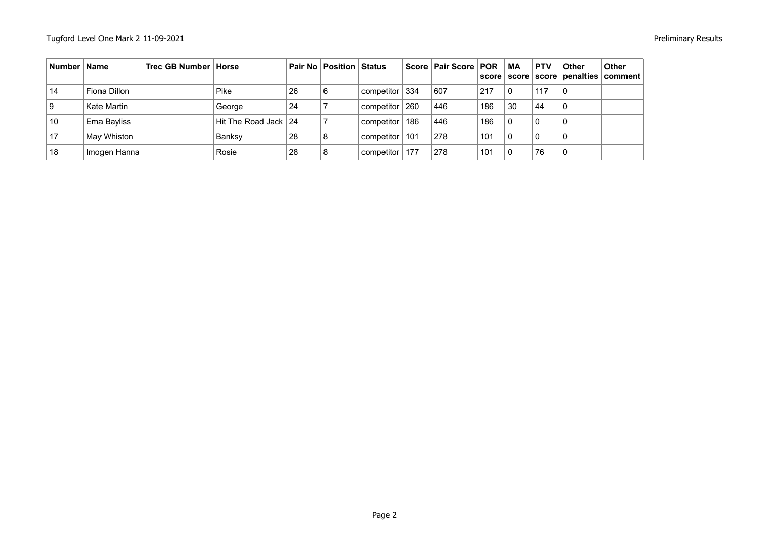| Number | Name | Trec GB Number | Horse | Pair No | Position | Status | Score | Pair Score | POR score | MA score | PTV score | Other penalties | Other comment |
|---|---|---|---|---|---|---|---|---|---|---|---|---|---|
| 14 | Fiona Dillon | | Pike | 26 | 6 | competitor | 334 | 607 | 217 | 0 | 117 | 0 | |
| 9 | Kate Martin | | George | 24 | 7 | competitor | 260 | 446 | 186 | 30 | 44 | 0 | |
| 10 | Ema Bayliss | | Hit The Road Jack | 24 | 7 | competitor | 186 | 446 | 186 | 0 | 0 | 0 | |
| 17 | May Whiston | | Banksy | 28 | 8 | competitor | 101 | 278 | 101 | 0 | 0 | 0 | |
| 18 | Imogen Hanna | | Rosie | 28 | 8 | competitor | 177 | 278 | 101 | 0 | 76 | 0 | |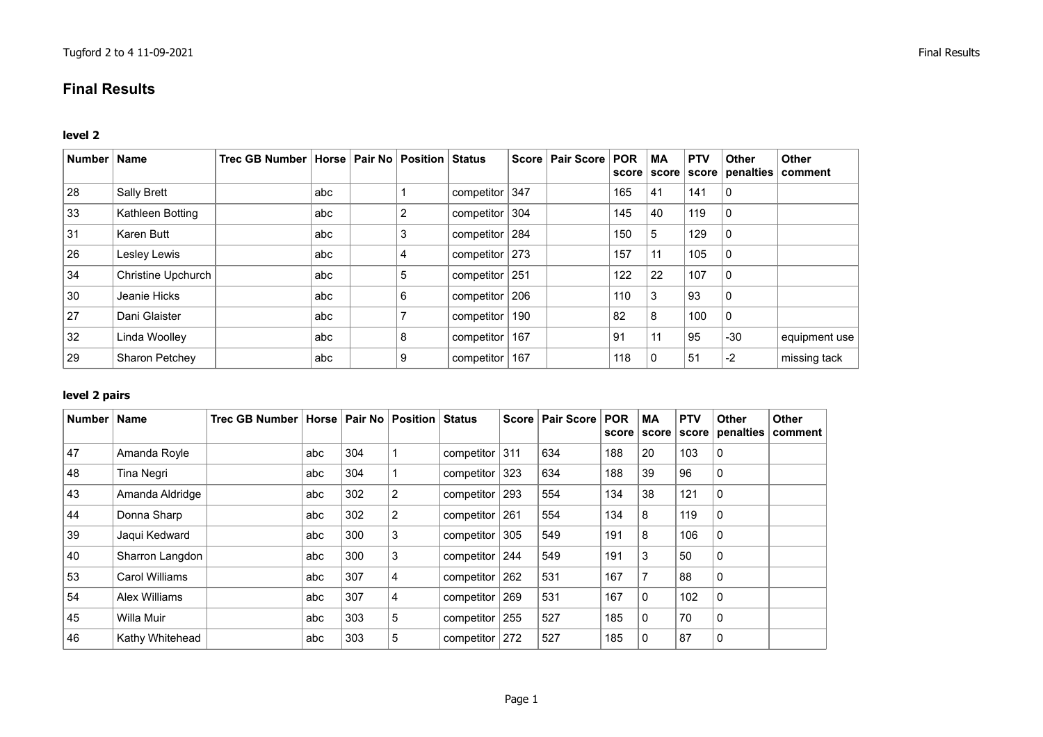# Final Results

### level 2

| Number | Name | Trec GB Number | Horse | Pair No | Position | Status | Score | Pair Score | POR score | MA score | PTV score | Other penalties | Other comment |
|---|---|---|---|---|---|---|---|---|---|---|---|---|---|
| 28 | Sally Brett | | abc | | 1 | competitor | 347 | | 165 | 41 | 141 | 0 | |
| 33 | Kathleen Botting | | abc | | 2 | competitor | 304 | | 145 | 40 | 119 | 0 | |
| 31 | Karen Butt | | abc | | 3 | competitor | 284 | | 150 | 5 | 129 | 0 | |
| 26 | Lesley Lewis | | abc | | 4 | competitor | 273 | | 157 | 11 | 105 | 0 | |
| 34 | Christine Upchurch | | abc | | 5 | competitor | 251 | | 122 | 22 | 107 | 0 | |
| 30 | Jeanie Hicks | | abc | | 6 | competitor | 206 | | 110 | 3 | 93 | 0 | |
| 27 | Dani Glaister | | abc | | 7 | competitor | 190 | | 82 | 8 | 100 | 0 | |
| 32 | Linda Woolley | | abc | | 8 | competitor | 167 | | 91 | 11 | 95 | -30 | equipment use |
| 29 | Sharon Petchey | | abc | | 9 | competitor | 167 | | 118 | 0 | 51 | -2 | missing tack |

### level 2 pairs

| Number | Name | Trec GB Number | Horse | Pair No | Position | Status | Score | Pair Score | POR score | MA score | PTV score | Other penalties | Other comment |
|---|---|---|---|---|---|---|---|---|---|---|---|---|---|
| 47 | Amanda Royle | | abc | 304 | 1 | competitor | 311 | 634 | 188 | 20 | 103 | 0 | |
| 48 | Tina Negri | | abc | 304 | 1 | competitor | 323 | 634 | 188 | 39 | 96 | 0 | |
| 43 | Amanda Aldridge | | abc | 302 | 2 | competitor | 293 | 554 | 134 | 38 | 121 | 0 | |
| 44 | Donna Sharp | | abc | 302 | 2 | competitor | 261 | 554 | 134 | 8 | 119 | 0 | |
| 39 | Jaqui Kedward | | abc | 300 | 3 | competitor | 305 | 549 | 191 | 8 | 106 | 0 | |
| 40 | Sharron Langdon | | abc | 300 | 3 | competitor | 244 | 549 | 191 | 3 | 50 | 0 | |
| 53 | Carol Williams | | abc | 307 | 4 | competitor | 262 | 531 | 167 | 7 | 88 | 0 | |
| 54 | Alex Williams | | abc | 307 | 4 | competitor | 269 | 531 | 167 | 0 | 102 | 0 | |
| 45 | Willa Muir | | abc | 303 | 5 | competitor | 255 | 527 | 185 | 0 | 70 | 0 | |
| 46 | Kathy Whitehead | | abc | 303 | 5 | competitor | 272 | 527 | 185 | 0 | 87 | 0 | |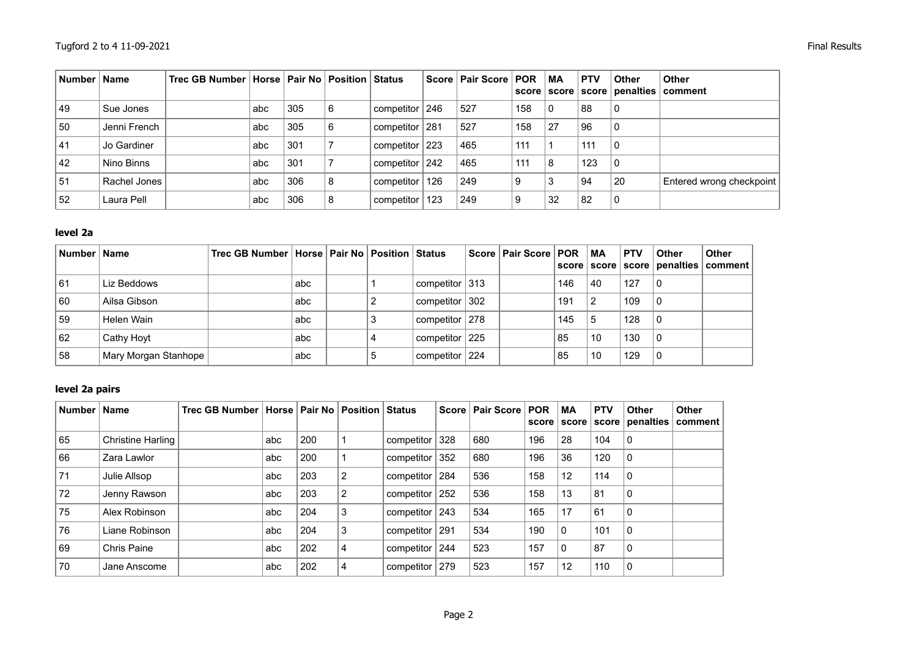| Number | Name | Trec GB Number | Horse | Pair No | Position | Status | Score | Pair Score | POR score | MA score | PTV score | Other penalties | Other comment |
|---|---|---|---|---|---|---|---|---|---|---|---|---|---|
| 49 | Sue Jones | | abc | 305 | 6 | competitor | 246 | 527 | 158 | 0 | 88 | 0 | |
| 50 | Jenni French | | abc | 305 | 6 | competitor | 281 | 527 | 158 | 27 | 96 | 0 | |
| 41 | Jo Gardiner | | abc | 301 | 7 | competitor | 223 | 465 | 111 | 1 | 111 | 0 | |
| 42 | Nino Binns | | abc | 301 | 7 | competitor | 242 | 465 | 111 | 8 | 123 | 0 | |
| 51 | Rachel Jones | | abc | 306 | 8 | competitor | 126 | 249 | 9 | 3 | 94 | 20 | Entered wrong checkpoint |
| 52 | Laura Pell | | abc | 306 | 8 | competitor | 123 | 249 | 9 | 32 | 82 | 0 | |

### level 2a

| Number | Name | Trec GB Number | Horse | Pair No | Position | Status | Score | Pair Score | POR score | MA score | PTV score | Other penalties | Other comment |
|---|---|---|---|---|---|---|---|---|---|---|---|---|---|
| 61 | Liz Beddows | | abc | | 1 | competitor | 313 | | 146 | 40 | 127 | 0 | |
| 60 | Ailsa Gibson | | abc | | 2 | competitor | 302 | | 191 | 2 | 109 | 0 | |
| 59 | Helen Wain | | abc | | 3 | competitor | 278 | | 145 | 5 | 128 | 0 | |
| 62 | Cathy Hoyt | | abc | | 4 | competitor | 225 | | 85 | 10 | 130 | 0 | |
| 58 | Mary Morgan Stanhope | | abc | | 5 | competitor | 224 | | 85 | 10 | 129 | 0 | |

### level 2a pairs

| Number | Name | Trec GB Number | Horse | Pair No | Position | Status | Score | Pair Score | POR score | MA score | PTV score | Other penalties | Other comment |
|---|---|---|---|---|---|---|---|---|---|---|---|---|---|
| 65 | Christine Harling | | abc | 200 | 1 | competitor | 328 | 680 | 196 | 28 | 104 | 0 | |
| 66 | Zara Lawlor | | abc | 200 | 1 | competitor | 352 | 680 | 196 | 36 | 120 | 0 | |
| 71 | Julie Allsop | | abc | 203 | 2 | competitor | 284 | 536 | 158 | 12 | 114 | 0 | |
| 72 | Jenny Rawson | | abc | 203 | 2 | competitor | 252 | 536 | 158 | 13 | 81 | 0 | |
| 75 | Alex Robinson | | abc | 204 | 3 | competitor | 243 | 534 | 165 | 17 | 61 | 0 | |
| 76 | Liane Robinson | | abc | 204 | 3 | competitor | 291 | 534 | 190 | 0 | 101 | 0 | |
| 69 | Chris Paine | | abc | 202 | 4 | competitor | 244 | 523 | 157 | 0 | 87 | 0 | |
| 70 | Jane Anscome | | abc | 202 | 4 | competitor | 279 | 523 | 157 | 12 | 110 | 0 | |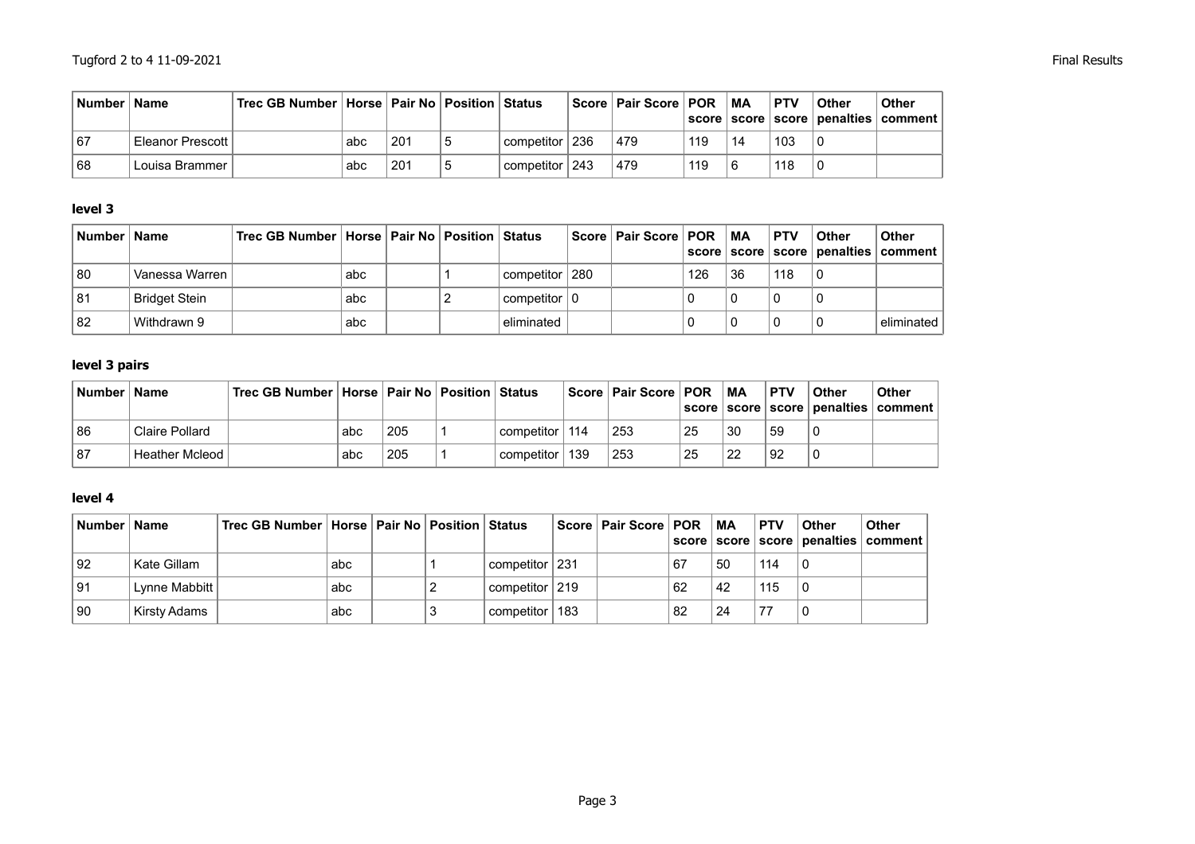| Number | Name | Trec GB Number | Horse | Pair No | Position | Status | Score | Pair Score | POR score | MA score | PTV score | Other penalties | Other comment |
|---|---|---|---|---|---|---|---|---|---|---|---|---|---|
| 67 | Eleanor Prescott | | abc | 201 | 5 | competitor | 236 | 479 | 119 | 14 | 103 | 0 | |
| 68 | Louisa Brammer | | abc | 201 | 5 | competitor | 243 | 479 | 119 | 6 | 118 | 0 | |

### level 3

| Number | Name | Trec GB Number | Horse | Pair No | Position | Status | Score | Pair Score | POR score | MA score | PTV score | Other penalties | Other comment |
|---|---|---|---|---|---|---|---|---|---|---|---|---|---|
| 80 | Vanessa Warren | | abc | | 1 | competitor | 280 | | 126 | 36 | 118 | 0 | |
| 81 | Bridget Stein | | abc | | 2 | competitor | 0 | | 0 | 0 | 0 | 0 | |
| 82 | Withdrawn 9 | | abc | | | eliminated | | | 0 | 0 | 0 | 0 | eliminated |

### level 3 pairs

| Number | Name | Trec GB Number | Horse | Pair No | Position | Status | Score | Pair Score | POR score | MA score | PTV score | Other penalties | Other comment |
|---|---|---|---|---|---|---|---|---|---|---|---|---|---|
| 86 | Claire Pollard | | abc | 205 | 1 | competitor | 114 | 253 | 25 | 30 | 59 | 0 | |
| 87 | Heather Mcleod | | abc | 205 | 1 | competitor | 139 | 253 | 25 | 22 | 92 | 0 | |

### level 4

| Number | Name | Trec GB Number | Horse | Pair No | Position | Status | Score | Pair Score | POR score | MA score | PTV score | Other penalties | Other comment |
|---|---|---|---|---|---|---|---|---|---|---|---|---|---|
| 92 | Kate Gillam | | abc | | 1 | competitor | 231 | | 67 | 50 | 114 | 0 | |
| 91 | Lynne Mabbitt | | abc | | 2 | competitor | 219 | | 62 | 42 | 115 | 0 | |
| 90 | Kirsty Adams | | abc | | 3 | competitor | 183 | | 82 | 24 | 77 | 0 | |